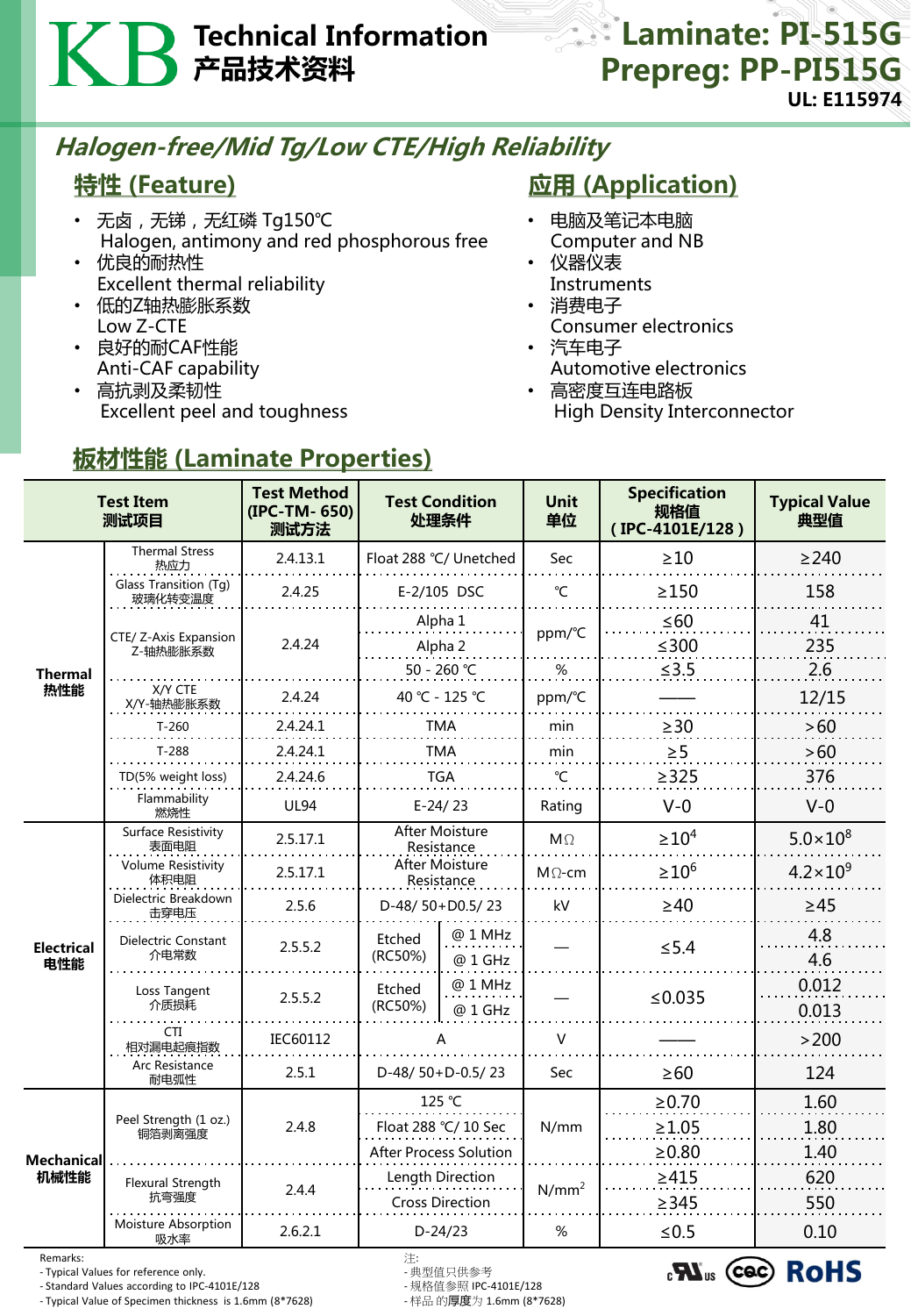# KB Technical Information 产品技术资料

**Laminate: PI-515G**
**Prepreg: PP-PI515G**
**UL: E115974**

## *Halogen-free/Mid Tg/Low CTE/High Reliability*

### 特性 (Feature)

- 无卤，无锑，无红磷 Tg150℃
  Halogen, antimony and red phosphorous free
- 优良的耐热性
  Excellent thermal reliability
- 低的Z轴热膨胀系数
  Low Z-CTE
- 良好的耐CAF性能
  Anti-CAF capability
- 高抗剥及柔韧性
  Excellent peel and toughness

### 应用 (Application)

- 电脑及笔记本电脑
  Computer and NB
- 仪器仪表
  Instruments
- 消费电子
  Consumer electronics
- 汽车电子
  Automotive electronics
- 高密度互连电路板
  High Density Interconnector

### 板材性能 (Laminate Properties)

| Test Item 测试项目 | | Test Method (IPC-TM- 650) 测试方法 | Test Condition 处理条件 | | Unit 单位 | Specification 规格值 (IPC-4101E/128) | Typical Value 典型值 |
|---|---|---|---|---|---|---|---|
| Thermal 热性能 | Thermal Stress 热应力 | 2.4.13.1 | Float 288 ℃/ Unetched | | Sec | ≥10 | ≥240 |
| | Glass Transition (Tg) 玻璃化转变温度 | 2.4.25 | E-2/105 DSC | | ℃ | ≥150 | 158 |
| | CTE/ Z-Axis Expansion Z-轴热膨胀系数 | 2.4.24 | Alpha 1 | | ppm/℃ | ≤60 | 41 |
| | | | Alpha 2 | | ppm/℃ | ≤300 | 235 |
| | | | 50 - 260 ℃ | | % | ≤3.5 | 2.6 |
| | X/Y CTE X/Y-轴热膨胀系数 | 2.4.24 | 40 ℃ - 125 ℃ | | ppm/℃ | —— | 12/15 |
| | T-260 | 2.4.24.1 | TMA | | min | ≥30 | >60 |
| | T-288 | 2.4.24.1 | TMA | | min | ≥5 | >60 |
| | TD(5% weight loss) | 2.4.24.6 | TGA | | ℃ | ≥325 | 376 |
| | Flammability 燃烧性 | UL94 | E-24/ 23 | | Rating | V-0 | V-0 |
| Electrical 电性能 | Surface Resistivity 表面电阻 | 2.5.17.1 | After Moisture Resistance | | MΩ | $\geq 10^{4}$ | $5.0\times10^{8}$ |
| | Volume Resistivity 体积电阻 | 2.5.17.1 | After Moisture Resistance | | MΩ-cm | $\geq 10^{6}$ | $4.2\times10^{9}$ |
| | Dielectric Breakdown 击穿电压 | 2.5.6 | D-48/ 50+D0.5/ 23 | | kV | ≥40 | ≥45 |
| | Dielectric Constant 介电常数 | 2.5.5.2 | Etched (RC50%) | @ 1 MHz | — | ≤5.4 | 4.8 |
| | | | | @ 1 GHz | | | 4.6 |
| | Loss Tangent 介质损耗 | 2.5.5.2 | Etched (RC50%) | @ 1 MHz | — | ≤0.035 | 0.012 |
| | | | | @ 1 GHz | | | 0.013 |
| | CTI 相对漏电起痕指数 | IEC60112 | A | | V | —— | >200 |
| | Arc Resistance 耐电弧性 | 2.5.1 | D-48/ 50+D-0.5/ 23 | | Sec | ≥60 | 124 |
| Mechanical 机械性能 | Peel Strength (1 oz.) 铜箔剥离强度 | 2.4.8 | 125 ℃ | | N/mm | ≥0.70 | 1.60 |
| | | | Float 288 ℃/ 10 Sec | | N/mm | ≥1.05 | 1.80 |
| | | | After Process Solution | | N/mm | ≥0.80 | 1.40 |
| | Flexural Strength 抗弯强度 | 2.4.4 | Length Direction | | $N/mm^2$ | ≥415 | 620 |
| | | | Cross Direction | | $N/mm^2$ | ≥345 | 550 |
| | Moisture Absorption 吸水率 | 2.6.2.1 | D-24/23 | | % | ≤0.5 | 0.10 |

Remarks:
- Typical Values for reference only.
- Standard Values according to IPC-4101E/128
- Typical Value of Specimen thickness is 1.6mm (8*7628)

注:
- 典型值只供参考
- 规格值参照 IPC-4101E/128
- 样品 的**厚度**为 1.6mm (8*7628)

c UL us CQC RoHS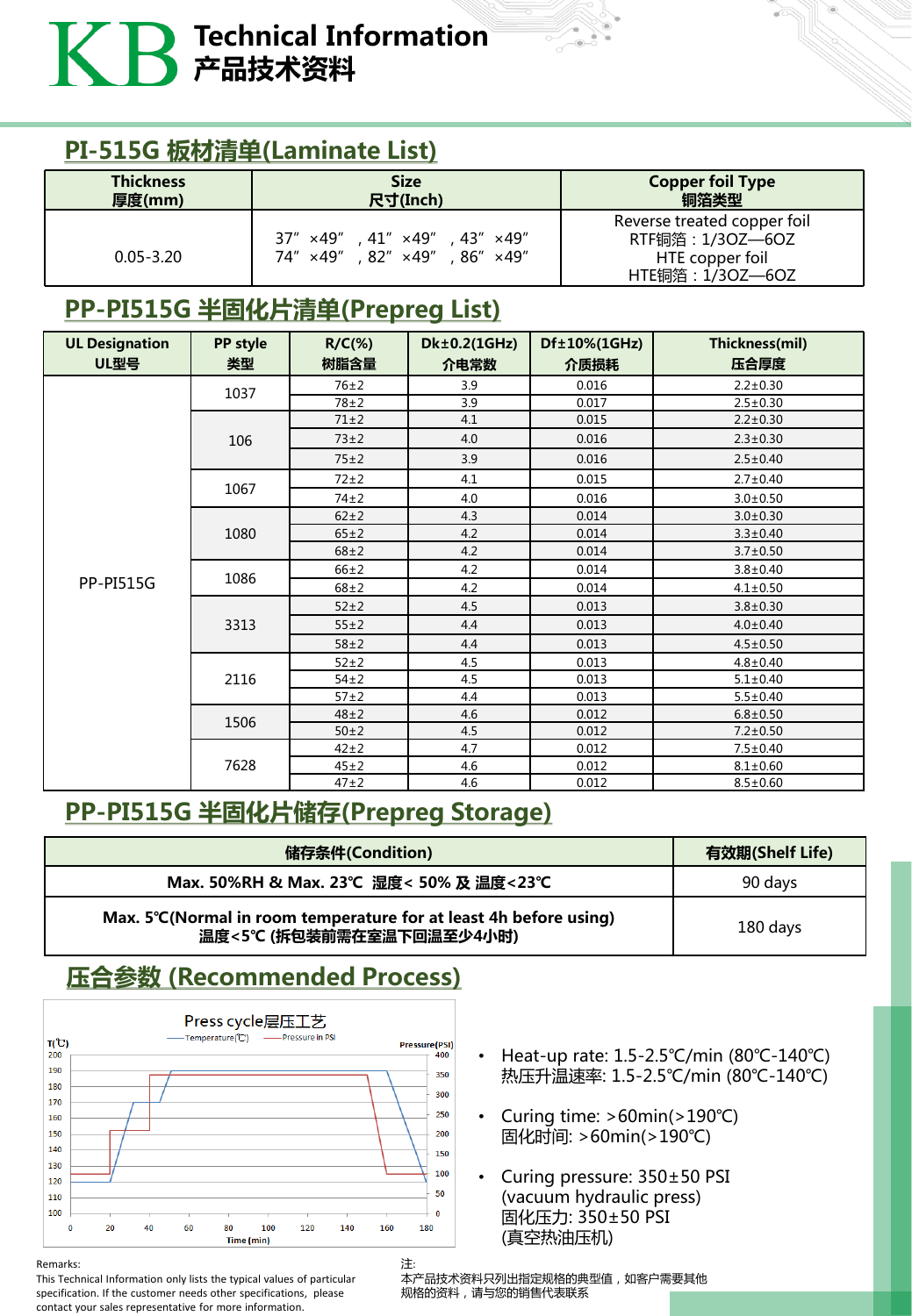# KB Technical Information 产品技术资料

## PI-515G 板材清单(Laminate List)

| Thickness<br>厚度(mm) | Size<br>尺寸(Inch) | Copper foil Type<br>铜箔类型 |
|---|---|---|
| 0.05-3.20 | 37″ ×49″ , 41″ ×49″ , 43″ ×49″<br>74″ ×49″ , 82″ ×49″ , 86″ ×49″ | Reverse treated copper foil<br>RTF铜箔：1/3OZ—6OZ<br>HTE copper foil<br>HTE铜箔：1/3OZ—6OZ |

## PP-PI515G 半固化片清单(Prepreg List)

| UL Designation<br>UL型号 | PP style<br>类型 | R/C(%)<br>树脂含量 | Dk±0.2(1GHz)<br>介电常数 | Df±10%(1GHz)<br>介质损耗 | Thickness(mil)<br>压合厚度 |
|---|---|---|---|---|---|
| PP-PI515G | 1037 | 76±2 | 3.9 | 0.016 | 2.2±0.30 |
| | | 78±2 | 3.9 | 0.017 | 2.5±0.30 |
| | 106 | 71±2 | 4.1 | 0.015 | 2.2±0.30 |
| | | 73±2 | 4.0 | 0.016 | 2.3±0.30 |
| | | 75±2 | 3.9 | 0.016 | 2.5±0.40 |
| | 1067 | 72±2 | 4.1 | 0.015 | 2.7±0.40 |
| | | 74±2 | 4.0 | 0.016 | 3.0±0.50 |
| | 1080 | 62±2 | 4.3 | 0.014 | 3.0±0.30 |
| | | 65±2 | 4.2 | 0.014 | 3.3±0.40 |
| | | 68±2 | 4.2 | 0.014 | 3.7±0.50 |
| | 1086 | 66±2 | 4.2 | 0.014 | 3.8±0.40 |
| | | 68±2 | 4.2 | 0.014 | 4.1±0.50 |
| | 3313 | 52±2 | 4.5 | 0.013 | 3.8±0.30 |
| | | 55±2 | 4.4 | 0.013 | 4.0±0.40 |
| | | 58±2 | 4.4 | 0.013 | 4.5±0.50 |
| | 2116 | 52±2 | 4.5 | 0.013 | 4.8±0.40 |
| | | 54±2 | 4.5 | 0.013 | 5.1±0.40 |
| | | 57±2 | 4.4 | 0.013 | 5.5±0.40 |
| | 1506 | 48±2 | 4.6 | 0.012 | 6.8±0.50 |
| | | 50±2 | 4.5 | 0.012 | 7.2±0.50 |
| | 7628 | 42±2 | 4.7 | 0.012 | 7.5±0.40 |
| | | 45±2 | 4.6 | 0.012 | 8.1±0.60 |
| | | 47±2 | 4.6 | 0.012 | 8.5±0.60 |

## PP-PI515G 半固化片储存(Prepreg Storage)

| 储存条件(Condition) | 有效期(Shelf Life) |
|---|---|
| Max. 50%RH & Max. 23℃ 湿度< 50% 及 温度<23℃ | 90 days |
| Max. 5℃(Normal in room temperature for at least 4h before using)<br>温度<5℃ (拆包装前需在室温下回温至少4小时) | 180 days |

## 压合参数 (Recommended Process)

Press cycle层压工艺

Temperature(℃)    Pressure in PSI

T(℃)

200 190 180 170 160 150 140 130 120 110 100

Pressure(PSI)

400 350 300 250 200 150 100 50 0

0 20 40 60 80 100 120 140 160 180

Time (min)

- Heat-up rate: 1.5-2.5℃/min (80℃-140℃)
  热压升温速率: 1.5-2.5℃/min (80℃-140℃)
- Curing time: >60min(>190℃)
  固化时间: >60min(>190℃)
- Curing pressure: 350±50 PSI
  (vacuum hydraulic press)
  固化压力: 350±50 PSI
  (真空热油压机)

Remarks:
This Technical Information only lists the typical values of particular specification. If the customer needs other specifications, please contact your sales representative for more information.

注:
本产品技术资料只列出指定规格的典型值，如客户需要其他规格的资料，请与您的销售代表联系